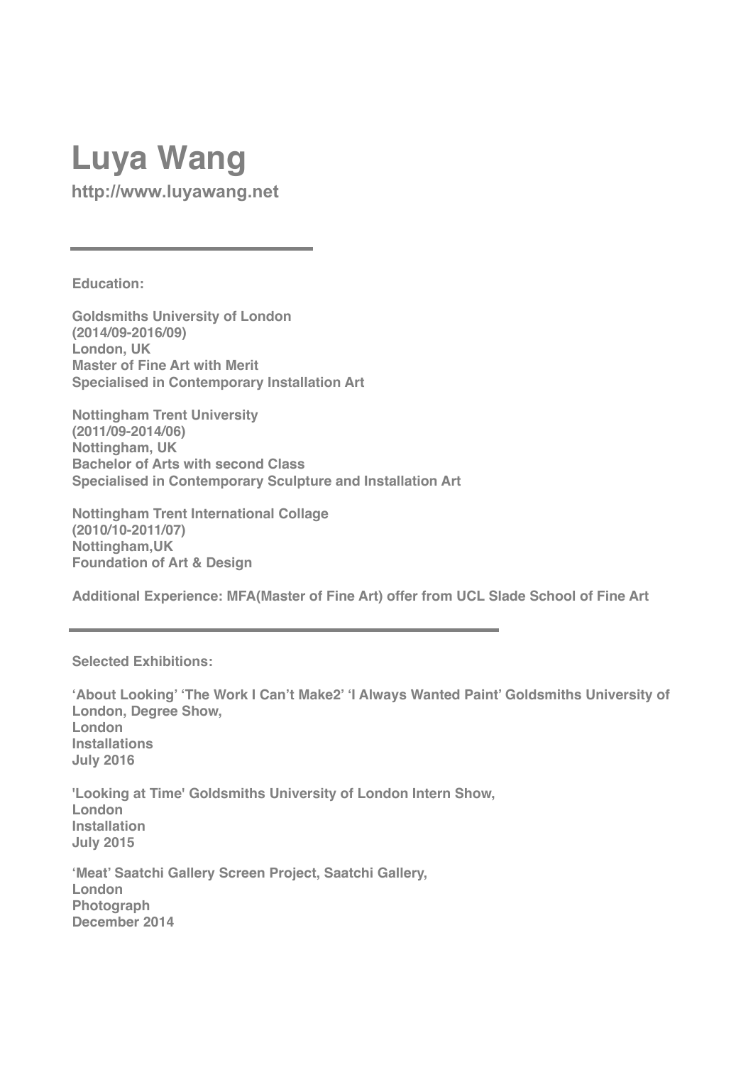# Luya Wang

**http://www.luyawang.net**

---

**Education:**

**Goldsmiths University of London**
**(2014/09-2016/09)**
**London, UK**
**Master of Fine Art with Merit**
**Specialised in Contemporary Installation Art**

**Nottingham Trent University**
**(2011/09-2014/06)**
**Nottingham, UK**
**Bachelor of Arts with second Class**
**Specialised in Contemporary Sculpture and Installation Art**

**Nottingham Trent International Collage**
**(2010/10-2011/07)**
**Nottingham,UK**
**Foundation of Art & Design**

**Additional Experience: MFA(Master of Fine Art) offer from UCL Slade School of Fine Art**

---

**Selected Exhibitions:**

**'About Looking' 'The Work I Can't Make2' 'I Always Wanted Paint' Goldsmiths University of London, Degree Show,**
**London**
**Installations**
**July 2016**

**'Looking at Time' Goldsmiths University of London Intern Show,**
**London**
**Installation**
**July 2015**

**'Meat' Saatchi Gallery Screen Project, Saatchi Gallery,**
**London**
**Photograph**
**December 2014**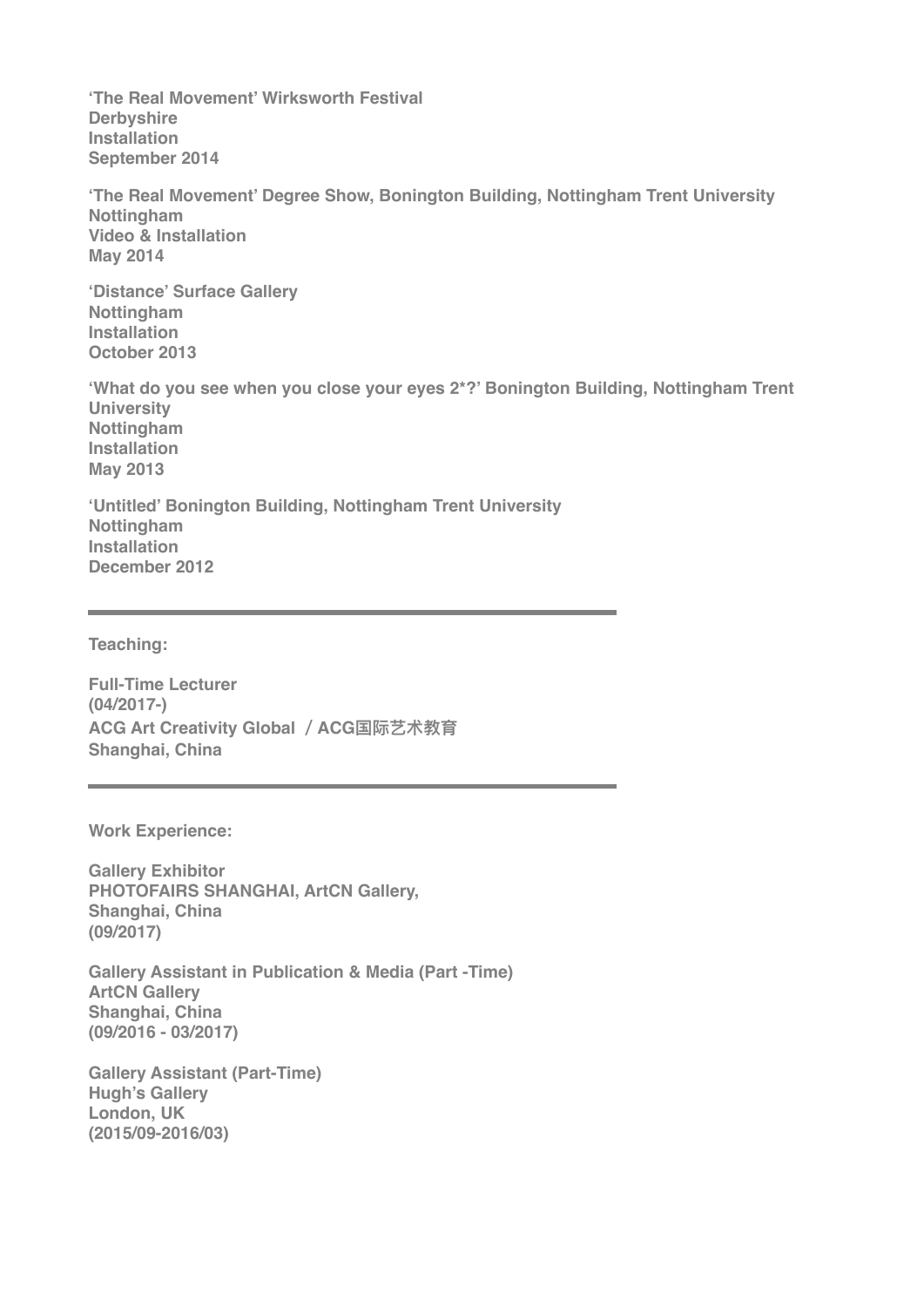**'The Real Movement' Wirksworth Festival**
**Derbyshire**
**Installation**
**September 2014**

**'The Real Movement' Degree Show, Bonington Building, Nottingham Trent University**
**Nottingham**
**Video & Installation**
**May 2014**

**'Distance' Surface Gallery**
**Nottingham**
**Installation**
**October 2013**

**'What do you see when you close your eyes 2*?' Bonington Building, Nottingham Trent University**
**Nottingham**
**Installation**
**May 2013**

**'Untitled' Bonington Building, Nottingham Trent University**
**Nottingham**
**Installation**
**December 2012**

---

**Teaching:**

**Full-Time Lecturer**
**(04/2017-)**
**ACG Art Creativity Global ／ACG国际艺术教育**
**Shanghai, China**

---

**Work Experience:**

**Gallery Exhibitor**
**PHOTOFAIRS SHANGHAI, ArtCN Gallery,**
**Shanghai, China**
**(09/2017)**

**Gallery Assistant in Publication & Media (Part -Time)**
**ArtCN Gallery**
**Shanghai, China**
**(09/2016 - 03/2017)**

**Gallery Assistant (Part-Time)**
**Hugh's Gallery**
**London, UK**
**(2015/09-2016/03)**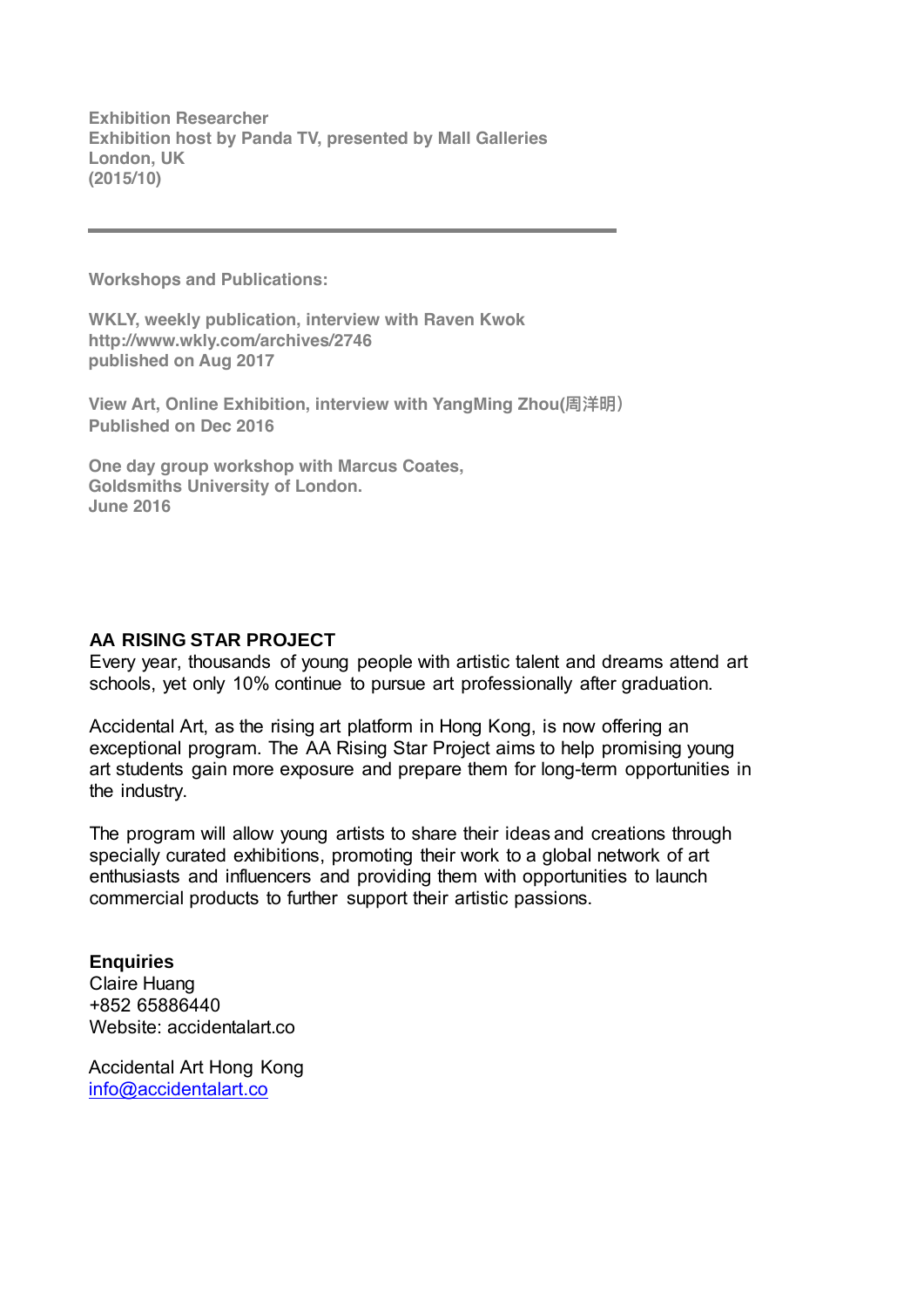**Exhibition Researcher**
**Exhibition host by Panda TV, presented by Mall Galleries**
**London, UK**
**(2015/10)**

---

**Workshops and Publications:**

**WKLY, weekly publication, interview with Raven Kwok**
**http://www.wkly.com/archives/2746**
**published on Aug 2017**

**View Art, Online Exhibition, interview with YangMing Zhou(周洋明)**
**Published on Dec 2016**

**One day group workshop with Marcus Coates,**
**Goldsmiths University of London.**
**June 2016**

**AA RISING STAR PROJECT**

Every year, thousands of young people with artistic talent and dreams attend art schools, yet only 10% continue to pursue art professionally after graduation.

Accidental Art, as the rising art platform in Hong Kong, is now offering an exceptional program. The AA Rising Star Project aims to help promising young art students gain more exposure and prepare them for long-term opportunities in the industry.

The program will allow young artists to share their ideas and creations through specially curated exhibitions, promoting their work to a global network of art enthusiasts and influencers and providing them with opportunities to launch commercial products to further support their artistic passions.

**Enquiries**
Claire Huang
+852 65886440
Website: accidentalart.co

Accidental Art Hong Kong
info@accidentalart.co